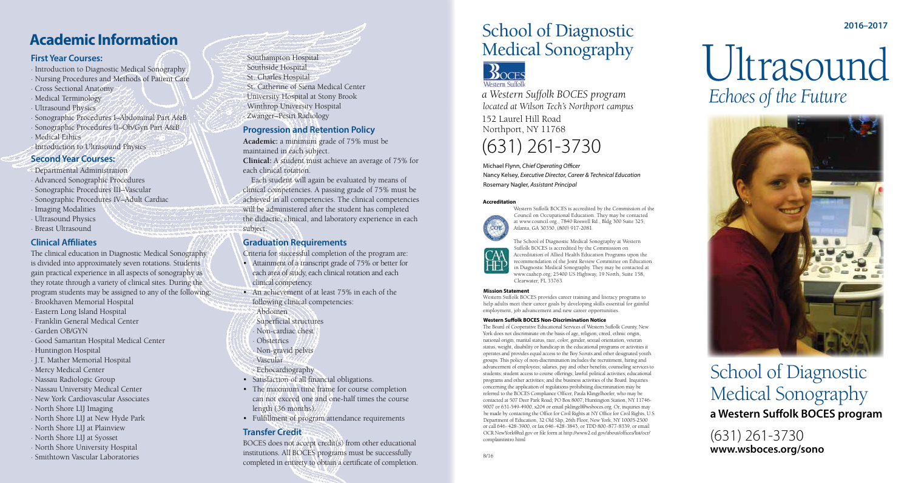# Academic Information

### First Year Courses:

- Introduction to Diagnostic Medical Sonography
- Nursing Procedures and Methods of Patient Care
- Cross Sectional Anatomy
- Medical Terminology
- Ultrasound Physics
- Sonographic Procedures I–Abdominal Part A&B
- Sonographic Procedures II–Ob/Gyn Part A&B
- Medical Ethics
- Introduction to Ultrasound Physics

### Second Year Courses:

- Departmental Administration
- Advanced Sonographic Procedures
- Sonographic Procedures III–Vascular
- Sonographic Procedures IV–Adult Cardiac
- Imaging Modalities
- Ultrasound Physics
- Breast Ultrasound

### Clinical Affiliates

The clinical education in Diagnostic Medical Sonography is divided into approximately seven rotations. Students gain practical experience in all aspects of sonography as they rotate through a variety of clinical sites. During the program students may be assigned to any of the following:

- Brookhaven Memorial Hospital
- Eastern Long Island Hospital
- Franklin General Medical Center
- Garden OB/GYN
- Good Samaritan Hospital Medical Center
- Huntington Hospital
- J.T. Mather Memorial Hospital
- Mercy Medical Center
- Nassau Radiologic Group
- Nassau University Medical Center
- New York Cardiovascular Associates
- North Shore LIJ Imaging
- North Shore LIJ at New Hyde Park
- North Shore LIJ at Plainview
- North Shore LIJ at Syosset
- North Shore University Hospital
- Smithtown Vascular Laboratories
- Southampton Hospital
- Southside Hospital
- St. Charles Hospital
- St. Catherine of Siena Medical Center
- University Hospital at Stony Brook
- Winthrop University Hospital
- Zwanger–Pesiri Radiology

### Progression and Retention Policy

**Academic:** a minimum grade of 75% must be maintained in each subject.

**Clinical:** A student must achieve an average of 75% for each clinical rotation.

Each student will again be evaluated by means of clinical competencies. A passing grade of 75% must be achieved in all competencies. The clinical competencies will be administered after the student has completed the didactic, clinical, and laboratory experience in each subject.

### Graduation Requirements

Criteria for successful completion of the program are:

- Attainment of a transcript grade of 75% or better for each area of study, each clinical rotation and each clinical competency.
- An achievement of at least 75% in each of the following clinical competencies:
  - Abdomen
  - Superficial structures
  - Non-cardiac chest
  - Obstetrics
  - Non-gravid pelvis
  - Vascular
  - Echocardiography
- Satisfaction of all financial obligations.
- The maximum time frame for course completion can not exceed one and one-half times the course length (36 months).
- Fulfillment of program attendance requirements

### Transfer Credit

BOCES does not accept credit(s) from other educational institutions. All BOCES programs must be successfully completed in entirety to obtain a certificate of completion.

# School of Diagnostic Medical Sonography

BOCES Western Suffolk

*a Western Suffolk BOCES program located at Wilson Tech's Northport campus*

152 Laurel Hill Road
Northport, NY 11768

## (631) 261-3730

Michael Flynn, *Chief Operating Officer*
Nancy Kelsey, *Executive Director, Career & Technical Education*
Rosemary Nagler, *Assistant Principal*

#### Accreditation

Western Suffolk BOCES is accredited by the Commission of the Council on Occupational Education. They may be contacted at www.council.org , 7840 Roswell Rd., Bldg 300 Suite 325, Atlanta, GA 30350, (800) 917-2081.

The School of Diagnostic Medical Sonography at Western Suffolk BOCES is accredited by the Commission on Accreditation of Allied Health Education Programs upon the recommendation of the Joint Review Committee on Education in Diagnostic Medical Sonography. They may be contacted at www.caahep.org, 25400 US Highway, 19 North, Suite 158, Clearwater, FL 33763.

#### Mission Statement

Western Suffolk BOCES provides career training and literacy programs to help adults meet their career goals by developing skills essential for gainful employment, job advancement and new career opportunities.

#### Western Suffolk BOCES Non-Discrimination Notice

The Board of Cooperative Educational Services of Western Suffolk County, New York does not discriminate on the basis of age, religion, creed, ethnic origin, national origin, marital status, race, color, gender, sexual orientation, veteran status, weight, disability or handicap in the educational programs or activities it operates and provides equal access to the Boy Scouts and other designated youth groups. This policy of non-discrimination includes the recruitment, hiring and advancement of employees; salaries, pay and other benefits; counseling services to students; student access to course offerings; lawful political activities; educational programs and other activities; and the business activities of the Board. Inquiries concerning the application of regulations prohibiting discrimination may be referred to the BOCES Compliance Officer, Paula Klingelhoefer, who may be contacted at 507 Deer Park Road; PO Box 8007; Huntington Station, NY 11746-9007 or 631-549-4900, x204 or email pklingel@wsboces.org. Or, inquiries may be made by contacting the Office for Civil Rights at NY Office for Civil Rights, U.S. Department of Education, 32 Old Slip, 26th Floor, New York, NY 10005-2500 or call 646-428-3900, or fax 646-428-3843, or TDD 800-877-8339, or email OCR.NewYork@ed.gov or file form at http://www2.ed.gov/about/offices/list/ocr/complaintintro.html

8/16

**2016–2017**

# Ultrasound

*Echoes of the Future*

# School of Diagnostic Medical Sonography

**a Western Suffolk BOCES program**

(631) 261-3730
**www.wsboces.org/sono**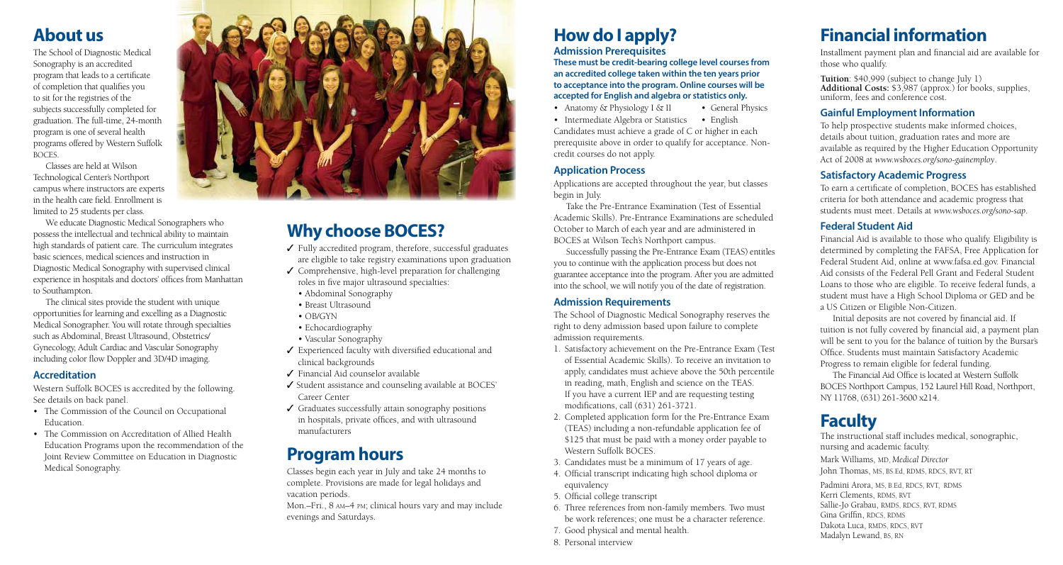## About us

The School of Diagnostic Medical Sonography is an accredited program that leads to a certificate of completion that qualifies you to sit for the registries of the subjects successfully completed for graduation. The full-time, 24-month program is one of several health programs offered by Western Suffolk BOCES.

Classes are held at Wilson Technological Center's Northport campus where instructors are experts in the health care field. Enrollment is limited to 25 students per class.

We educate Diagnostic Medical Sonographers who possess the intellectual and technical ability to maintain high standards of patient care. The curriculum integrates basic sciences, medical sciences and instruction in Diagnostic Medical Sonography with supervised clinical experience in hospitals and doctors' offices from Manhattan to Southampton.

The clinical sites provide the student with unique opportunities for learning and excelling as a Diagnostic Medical Sonographer. You will rotate through specialties such as Abdominal, Breast Ultrasound, Obstetrics/Gynecology, Adult Cardiac and Vascular Sonography including color flow Doppler and 3D/4D imaging.

### Accreditation

Western Suffolk BOCES is accredited by the following. See details on back panel.

- The Commission of the Council on Occupational Education.
- The Commission on Accreditation of Allied Health Education Programs upon the recommendation of the Joint Review Committee on Education in Diagnostic Medical Sonography.

## Why choose BOCES?

- ✓ Fully accredited program, therefore, successful graduates are eligible to take registry examinations upon graduation
- ✓ Comprehensive, high-level preparation for challenging roles in five major ultrasound specialties:
  - Abdominal Sonography
  - Breast Ultrasound
  - OB/GYN
  - Echocardiography
  - Vascular Sonography
- ✓ Experienced faculty with diversified educational and clinical backgrounds
- ✓ Financial Aid counselor available
- ✓ Student assistance and counseling available at BOCES' Career Center
- ✓ Graduates successfully attain sonography positions in hospitals, private offices, and with ultrasound manufacturers

## Program hours

Classes begin each year in July and take 24 months to complete. Provisions are made for legal holidays and vacation periods.

Mon.–Fri., 8 AM–4 PM; clinical hours vary and may include evenings and Saturdays.

## How do I apply?

### Admission Prerequisites

**These must be credit-bearing college level courses from an accredited college taken within the ten years prior to acceptance into the program. Online courses will be accepted for English and algebra or statistics only.**

- Anatomy & Physiology I & II
- General Physics
- Intermediate Algebra or Statistics
- English

Candidates must achieve a grade of C or higher in each prerequisite above in order to qualify for acceptance. Non-credit courses do not apply.

### Application Process

Applications are accepted throughout the year, but classes begin in July.

Take the Pre-Entrance Examination (Test of Essential Academic Skills). Pre-Entrance Examinations are scheduled October to March of each year and are administered in BOCES at Wilson Tech's Northport campus.

Successfully passing the Pre-Entrance Exam (TEAS) entitles you to continue with the application process but does not guarantee acceptance into the program. After you are admitted into the school, we will notify you of the date of registration.

### Admission Requirements

The School of Diagnostic Medical Sonography reserves the right to deny admission based upon failure to complete admission requirements.

1. Satisfactory achievement on the Pre-Entrance Exam (Test of Essential Academic Skills). To receive an invitation to apply, candidates must achieve above the 50th percentile in reading, math, English and science on the TEAS. If you have a current IEP and are requesting testing modifications, call (631) 261-3721.
2. Completed application form for the Pre-Entrance Exam (TEAS) including a non-refundable application fee of $125 that must be paid with a money order payable to Western Suffolk BOCES.
3. Candidates must be a minimum of 17 years of age.
4. Official transcript indicating high school diploma or equivalency
5. Official college transcript
6. Three references from non-family members. Two must be work references; one must be a character reference.
7. Good physical and mental health.
8. Personal interview

## Financial information

Installment payment plan and financial aid are available for those who qualify.

**Tuition**: $40,999 (subject to change July 1)
**Additional Costs:** $3,987 (approx.) for books, supplies, uniform, fees and conference cost.

### Gainful Employment Information

To help prospective students make informed choices, details about tuition, graduation rates and more are available as required by the Higher Education Opportunity Act of 2008 at *www.wsboces.org/sono-gainemploy*.

### Satisfactory Academic Progress

To earn a certificate of completion, BOCES has established criteria for both attendance and academic progress that students must meet. Details at *www.wsboces.org/sono-sap*.

### Federal Student Aid

Financial Aid is available to those who qualify. Eligibility is determined by completing the FAFSA, Free Application for Federal Student Aid, online at www.fafsa.ed.gov. Financial Aid consists of the Federal Pell Grant and Federal Student Loans to those who are eligible. To receive federal funds, a student must have a High School Diploma or GED and be a US Citizen or Eligible Non-Citizen.

Initial deposits are not covered by financial aid. If tuition is not fully covered by financial aid, a payment plan will be sent to you for the balance of tuition by the Bursar's Office. Students must maintain Satisfactory Academic Progress to remain eligible for federal funding.

The Financial Aid Office is located at Western Suffolk BOCES Northport Campus, 152 Laurel Hill Road, Northport, NY 11768, (631) 261-3600 x214.

## Faculty

The instructional staff includes medical, sonographic, nursing and academic faculty.

Mark Williams, MD, *Medical Director*
John Thomas, MS, BS.Ed, RDMS, RDCS, RVT, RT

Padmini Arora, MS, B.Ed, RDCS, RVT, RDMS
Kerri Clements, RDMS, RVT
Sallie-Jo Grabau, RMDS, RDCS, RVT, RDMS
Gina Griffin, RDCS, RDMS
Dakota Luca, RMDS, RDCS, RVT
Madalyn Lewand, BS, RN